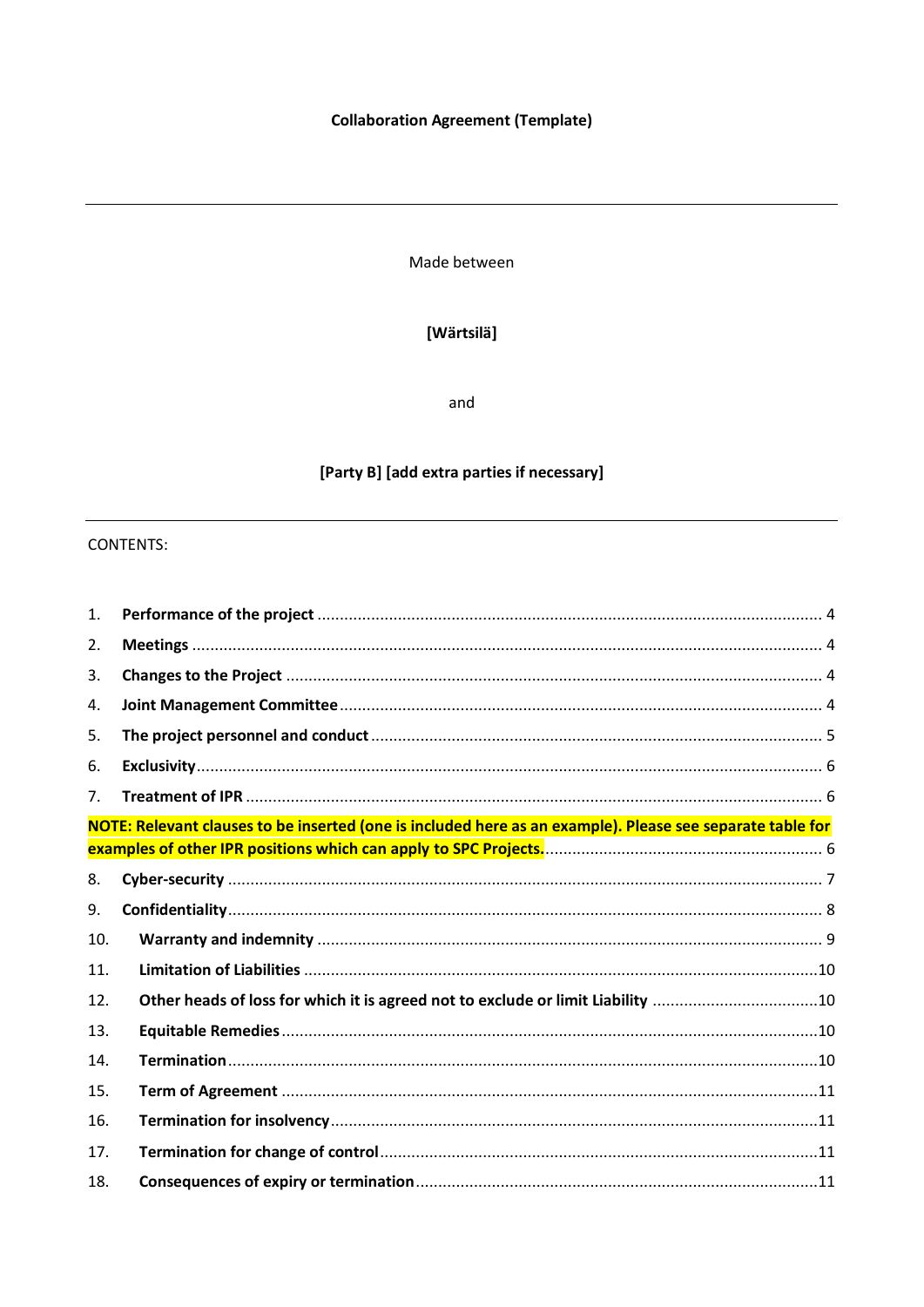**Collaboration Agreement (Template)**

---

Made between

**[Wärtsilä]**

and

**[Party B] [add extra parties if necessary]**

---

CONTENTS:

1. **Performance of the project** ........ 4
2. **Meetings** ........ 4
3. **Changes to the Project** ........ 4
4. **Joint Management Committee** ........ 4
5. **The project personnel and conduct** ........ 5
6. **Exclusivity** ........ 6
7. **Treatment of IPR** ........ 6

**NOTE: Relevant clauses to be inserted (one is included here as an example). Please see separate table for examples of other IPR positions which can apply to SPC Projects.** ........ 6

8. **Cyber-security** ........ 7
9. **Confidentiality** ........ 8
10. **Warranty and indemnity** ........ 9
11. **Limitation of Liabilities** ........ 10
12. **Other heads of loss for which it is agreed not to exclude or limit Liability** ........ 10
13. **Equitable Remedies** ........ 10
14. **Termination** ........ 10
15. **Term of Agreement** ........ 11
16. **Termination for insolvency** ........ 11
17. **Termination for change of control** ........ 11
18. **Consequences of expiry or termination** ........ 11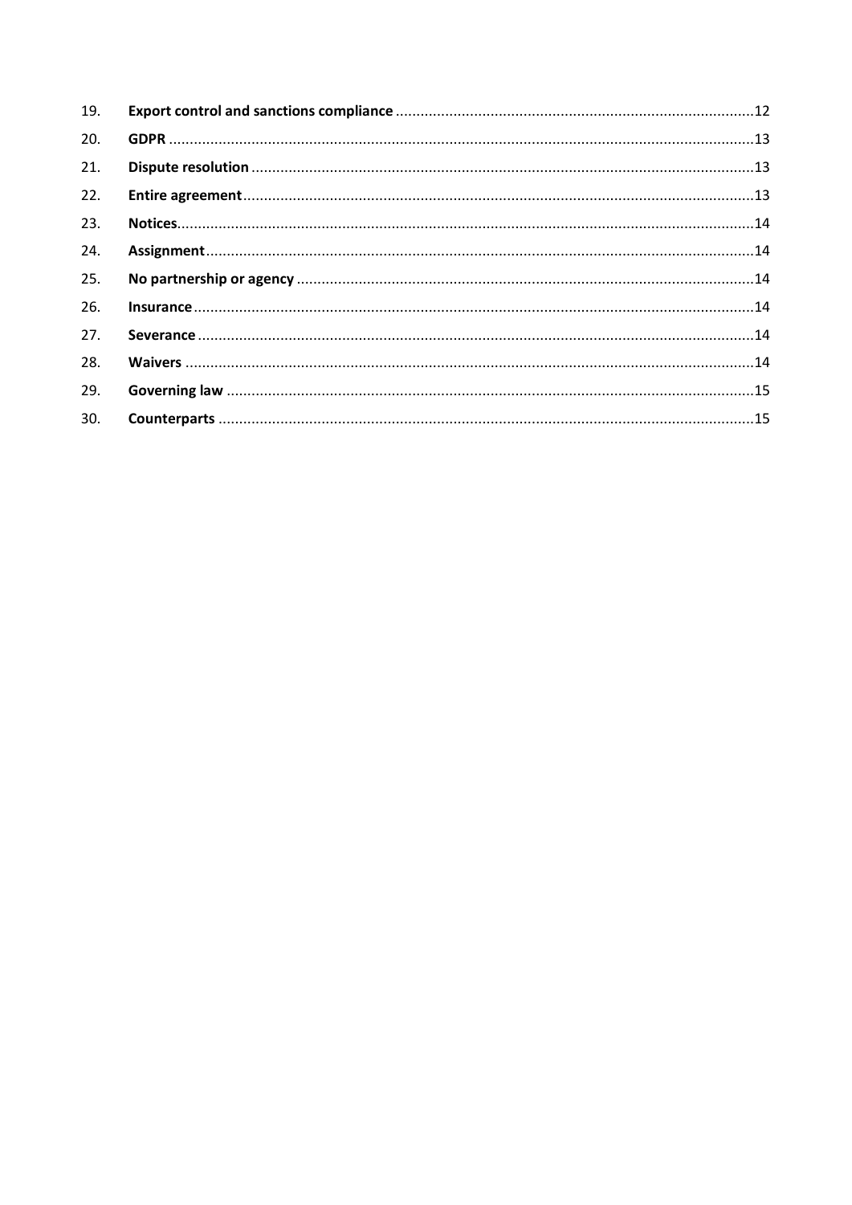| | | |
|---|---|---|
| 19. | **Export control and sanctions compliance** | 12 |
| 20. | **GDPR** | 13 |
| 21. | **Dispute resolution** | 13 |
| 22. | **Entire agreement** | 13 |
| 23. | **Notices** | 14 |
| 24. | **Assignment** | 14 |
| 25. | **No partnership or agency** | 14 |
| 26. | **Insurance** | 14 |
| 27. | **Severance** | 14 |
| 28. | **Waivers** | 14 |
| 29. | **Governing law** | 15 |
| 30. | **Counterparts** | 15 |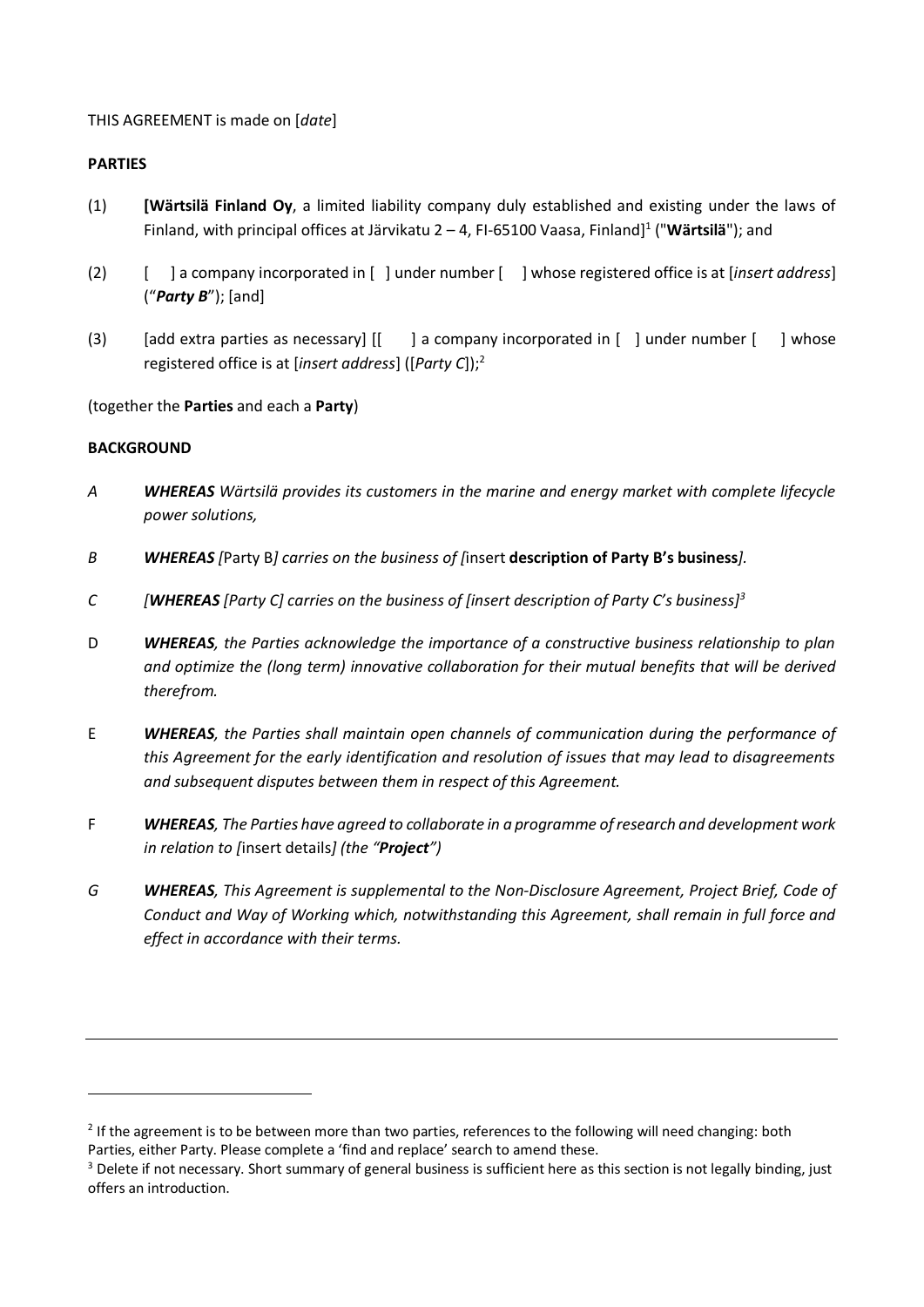THIS AGREEMENT is made on [*date*]

**PARTIES**

(1) **[Wärtsilä Finland Oy**, a limited liability company duly established and existing under the laws of Finland, with principal offices at Järvikatu 2 – 4, FI-65100 Vaasa, Finland][1] ("**Wärtsilä**"); and

(2) [ ] a company incorporated in [ ] under number [ ] whose registered office is at [*insert address*] ("***Party B***"); [and]

(3) [add extra parties as necessary] [[ ] a company incorporated in [ ] under number [ ] whose registered office is at [*insert address*] ([*Party C*]);[2]

(together the **Parties** and each a **Party**)

**BACKGROUND**

*A* ***WHEREAS*** *Wärtsilä provides its customers in the marine and energy market with complete lifecycle power solutions,*

*B* ***WHEREAS*** *[*Party B*] carries on the business of [*insert **description of Party B's business***].*

*C* *[**WHEREAS** [Party C] carries on the business of [insert description of Party C's business]*[3]

D ***WHEREAS****, the Parties acknowledge the importance of a constructive business relationship to plan and optimize the (long term) innovative collaboration for their mutual benefits that will be derived therefrom.*

E ***WHEREAS****, the Parties shall maintain open channels of communication during the performance of this Agreement for the early identification and resolution of issues that may lead to disagreements and subsequent disputes between them in respect of this Agreement.*

F ***WHEREAS****, The Parties have agreed to collaborate in a programme of research and development work in relation to [*insert details*] (the "**Project**")*

*G* ***WHEREAS****, This Agreement is supplemental to the Non-Disclosure Agreement, Project Brief, Code of Conduct and Way of Working which, notwithstanding this Agreement, shall remain in full force and effect in accordance with their terms.*

---

[2] If the agreement is to be between more than two parties, references to the following will need changing: both Parties, either Party. Please complete a 'find and replace' search to amend these.

[3] Delete if not necessary. Short summary of general business is sufficient here as this section is not legally binding, just offers an introduction.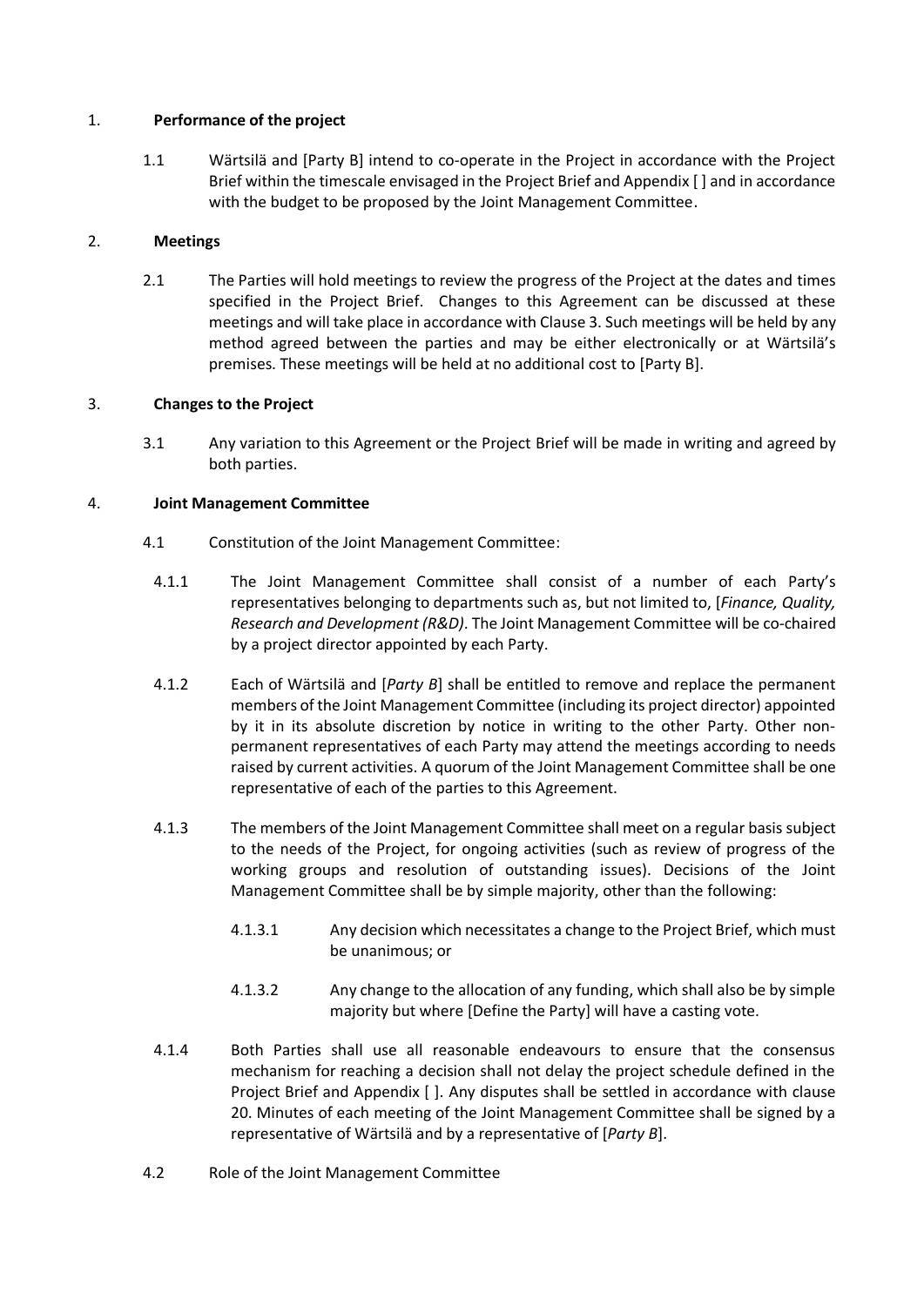1. **Performance of the project**

   1.1 Wärtsilä and [Party B] intend to co-operate in the Project in accordance with the Project Brief within the timescale envisaged in the Project Brief and Appendix [ ] and in accordance with the budget to be proposed by the Joint Management Committee.

2. **Meetings**

   2.1 The Parties will hold meetings to review the progress of the Project at the dates and times specified in the Project Brief. Changes to this Agreement can be discussed at these meetings and will take place in accordance with Clause 3. Such meetings will be held by any method agreed between the parties and may be either electronically or at Wärtsilä's premises. These meetings will be held at no additional cost to [Party B].

3. **Changes to the Project**

   3.1 Any variation to this Agreement or the Project Brief will be made in writing and agreed by both parties.

4. **Joint Management Committee**

   4.1 Constitution of the Joint Management Committee:

   4.1.1 The Joint Management Committee shall consist of a number of each Party's representatives belonging to departments such as, but not limited to, [*Finance, Quality, Research and Development (R&D)*. The Joint Management Committee will be co-chaired by a project director appointed by each Party.

   4.1.2 Each of Wärtsilä and [*Party B*] shall be entitled to remove and replace the permanent members of the Joint Management Committee (including its project director) appointed by it in its absolute discretion by notice in writing to the other Party. Other non-permanent representatives of each Party may attend the meetings according to needs raised by current activities. A quorum of the Joint Management Committee shall be one representative of each of the parties to this Agreement.

   4.1.3 The members of the Joint Management Committee shall meet on a regular basis subject to the needs of the Project, for ongoing activities (such as review of progress of the working groups and resolution of outstanding issues). Decisions of the Joint Management Committee shall be by simple majority, other than the following:

   4.1.3.1 Any decision which necessitates a change to the Project Brief, which must be unanimous; or

   4.1.3.2 Any change to the allocation of any funding, which shall also be by simple majority but where [Define the Party] will have a casting vote.

   4.1.4 Both Parties shall use all reasonable endeavours to ensure that the consensus mechanism for reaching a decision shall not delay the project schedule defined in the Project Brief and Appendix [ ]. Any disputes shall be settled in accordance with clause 20. Minutes of each meeting of the Joint Management Committee shall be signed by a representative of Wärtsilä and by a representative of [*Party B*].

   4.2 Role of the Joint Management Committee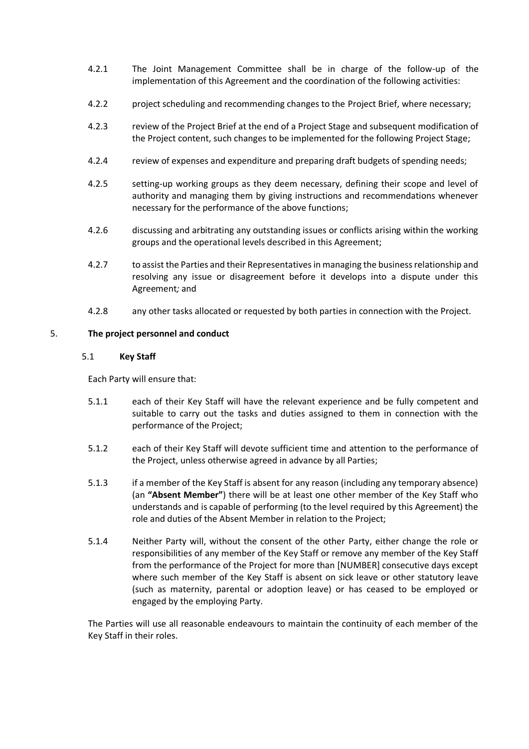4.2.1 The Joint Management Committee shall be in charge of the follow-up of the implementation of this Agreement and the coordination of the following activities:

4.2.2 project scheduling and recommending changes to the Project Brief, where necessary;

4.2.3 review of the Project Brief at the end of a Project Stage and subsequent modification of the Project content, such changes to be implemented for the following Project Stage;

4.2.4 review of expenses and expenditure and preparing draft budgets of spending needs;

4.2.5 setting-up working groups as they deem necessary, defining their scope and level of authority and managing them by giving instructions and recommendations whenever necessary for the performance of the above functions;

4.2.6 discussing and arbitrating any outstanding issues or conflicts arising within the working groups and the operational levels described in this Agreement;

4.2.7 to assist the Parties and their Representatives in managing the business relationship and resolving any issue or disagreement before it develops into a dispute under this Agreement*;* and

4.2.8 any other tasks allocated or requested by both parties in connection with the Project.

## 5. The project personnel and conduct

### 5.1 Key Staff

Each Party will ensure that:

5.1.1 each of their Key Staff will have the relevant experience and be fully competent and suitable to carry out the tasks and duties assigned to them in connection with the performance of the Project;

5.1.2 each of their Key Staff will devote sufficient time and attention to the performance of the Project, unless otherwise agreed in advance by all Parties;

5.1.3 if a member of the Key Staff is absent for any reason (including any temporary absence) (an **"Absent Member"**) there will be at least one other member of the Key Staff who understands and is capable of performing (to the level required by this Agreement) the role and duties of the Absent Member in relation to the Project;

5.1.4 Neither Party will, without the consent of the other Party, either change the role or responsibilities of any member of the Key Staff or remove any member of the Key Staff from the performance of the Project for more than [NUMBER] consecutive days except where such member of the Key Staff is absent on sick leave or other statutory leave (such as maternity, parental or adoption leave) or has ceased to be employed or engaged by the employing Party.

The Parties will use all reasonable endeavours to maintain the continuity of each member of the Key Staff in their roles.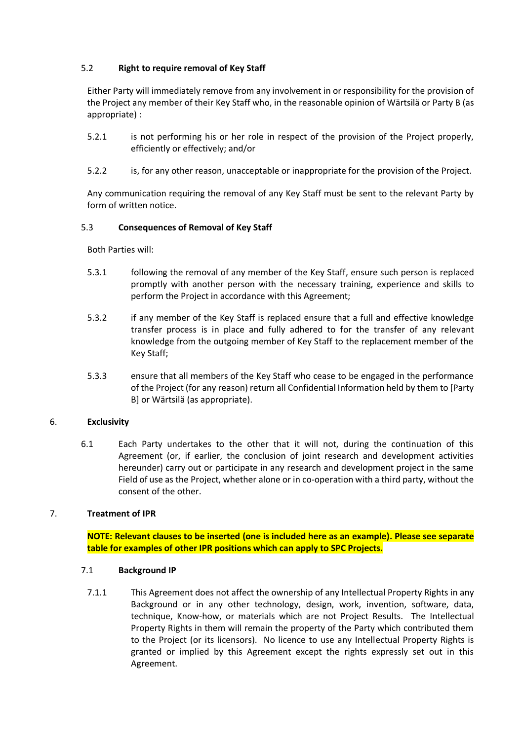### 5.2 **Right to require removal of Key Staff**

Either Party will immediately remove from any involvement in or responsibility for the provision of the Project any member of their Key Staff who, in the reasonable opinion of Wärtsilä or Party B (as appropriate) :

5.2.1 is not performing his or her role in respect of the provision of the Project properly, efficiently or effectively; and/or

5.2.2 is, for any other reason, unacceptable or inappropriate for the provision of the Project.

Any communication requiring the removal of any Key Staff must be sent to the relevant Party by form of written notice.

### 5.3 **Consequences of Removal of Key Staff**

Both Parties will:

5.3.1 following the removal of any member of the Key Staff, ensure such person is replaced promptly with another person with the necessary training, experience and skills to perform the Project in accordance with this Agreement;

5.3.2 if any member of the Key Staff is replaced ensure that a full and effective knowledge transfer process is in place and fully adhered to for the transfer of any relevant knowledge from the outgoing member of Key Staff to the replacement member of the Key Staff;

5.3.3 ensure that all members of the Key Staff who cease to be engaged in the performance of the Project (for any reason) return all Confidential Information held by them to [Party B] or Wärtsilä (as appropriate).

## 6. **Exclusivity**

6.1 Each Party undertakes to the other that it will not, during the continuation of this Agreement (or, if earlier, the conclusion of joint research and development activities hereunder) carry out or participate in any research and development project in the same Field of use as the Project, whether alone or in co-operation with a third party, without the consent of the other.

## 7. **Treatment of IPR**

**NOTE: Relevant clauses to be inserted (one is included here as an example). Please see separate table for examples of other IPR positions which can apply to SPC Projects.**

### 7.1 **Background IP**

7.1.1 This Agreement does not affect the ownership of any Intellectual Property Rights in any Background or in any other technology, design, work, invention, software, data, technique, Know-how, or materials which are not Project Results. The Intellectual Property Rights in them will remain the property of the Party which contributed them to the Project (or its licensors). No licence to use any Intellectual Property Rights is granted or implied by this Agreement except the rights expressly set out in this Agreement.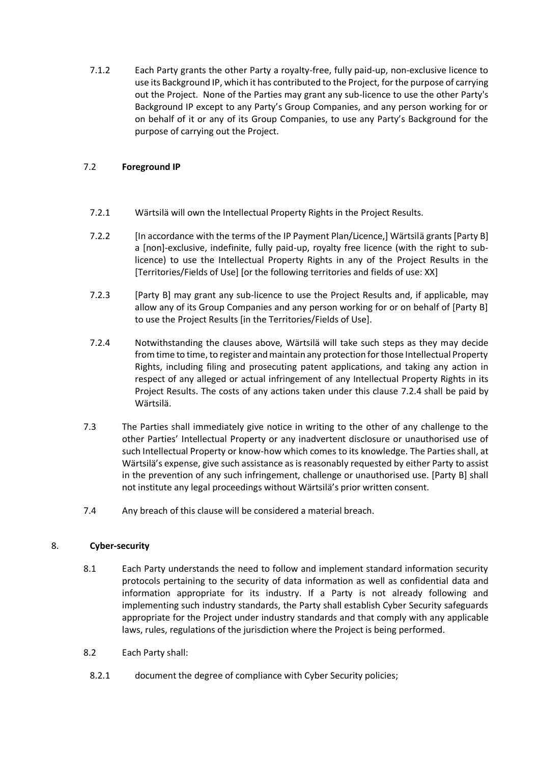7.1.2 Each Party grants the other Party a royalty-free, fully paid-up, non-exclusive licence to use its Background IP, which it has contributed to the Project, for the purpose of carrying out the Project. None of the Parties may grant any sub-licence to use the other Party's Background IP except to any Party's Group Companies, and any person working for or on behalf of it or any of its Group Companies, to use any Party's Background for the purpose of carrying out the Project.

7.2 **Foreground IP**

7.2.1 Wärtsilä will own the Intellectual Property Rights in the Project Results.

7.2.2 [In accordance with the terms of the IP Payment Plan/Licence,] Wärtsilä grants [Party B] a [non]-exclusive, indefinite, fully paid-up, royalty free licence (with the right to sub-licence) to use the Intellectual Property Rights in any of the Project Results in the [Territories/Fields of Use] [or the following territories and fields of use: XX]

7.2.3 [Party B] may grant any sub-licence to use the Project Results and, if applicable, may allow any of its Group Companies and any person working for or on behalf of [Party B] to use the Project Results [in the Territories/Fields of Use].

7.2.4 Notwithstanding the clauses above, Wärtsilä will take such steps as they may decide from time to time, to register and maintain any protection for those Intellectual Property Rights, including filing and prosecuting patent applications, and taking any action in respect of any alleged or actual infringement of any Intellectual Property Rights in its Project Results. The costs of any actions taken under this clause 7.2.4 shall be paid by Wärtsilä.

7.3 The Parties shall immediately give notice in writing to the other of any challenge to the other Parties' Intellectual Property or any inadvertent disclosure or unauthorised use of such Intellectual Property or know-how which comes to its knowledge. The Parties shall, at Wärtsilä's expense, give such assistance as is reasonably requested by either Party to assist in the prevention of any such infringement, challenge or unauthorised use. [Party B] shall not institute any legal proceedings without Wärtsilä's prior written consent.

7.4 Any breach of this clause will be considered a material breach.

8. **Cyber-security**

8.1 Each Party understands the need to follow and implement standard information security protocols pertaining to the security of data information as well as confidential data and information appropriate for its industry. If a Party is not already following and implementing such industry standards, the Party shall establish Cyber Security safeguards appropriate for the Project under industry standards and that comply with any applicable laws, rules, regulations of the jurisdiction where the Project is being performed.

8.2 Each Party shall:

8.2.1 document the degree of compliance with Cyber Security policies;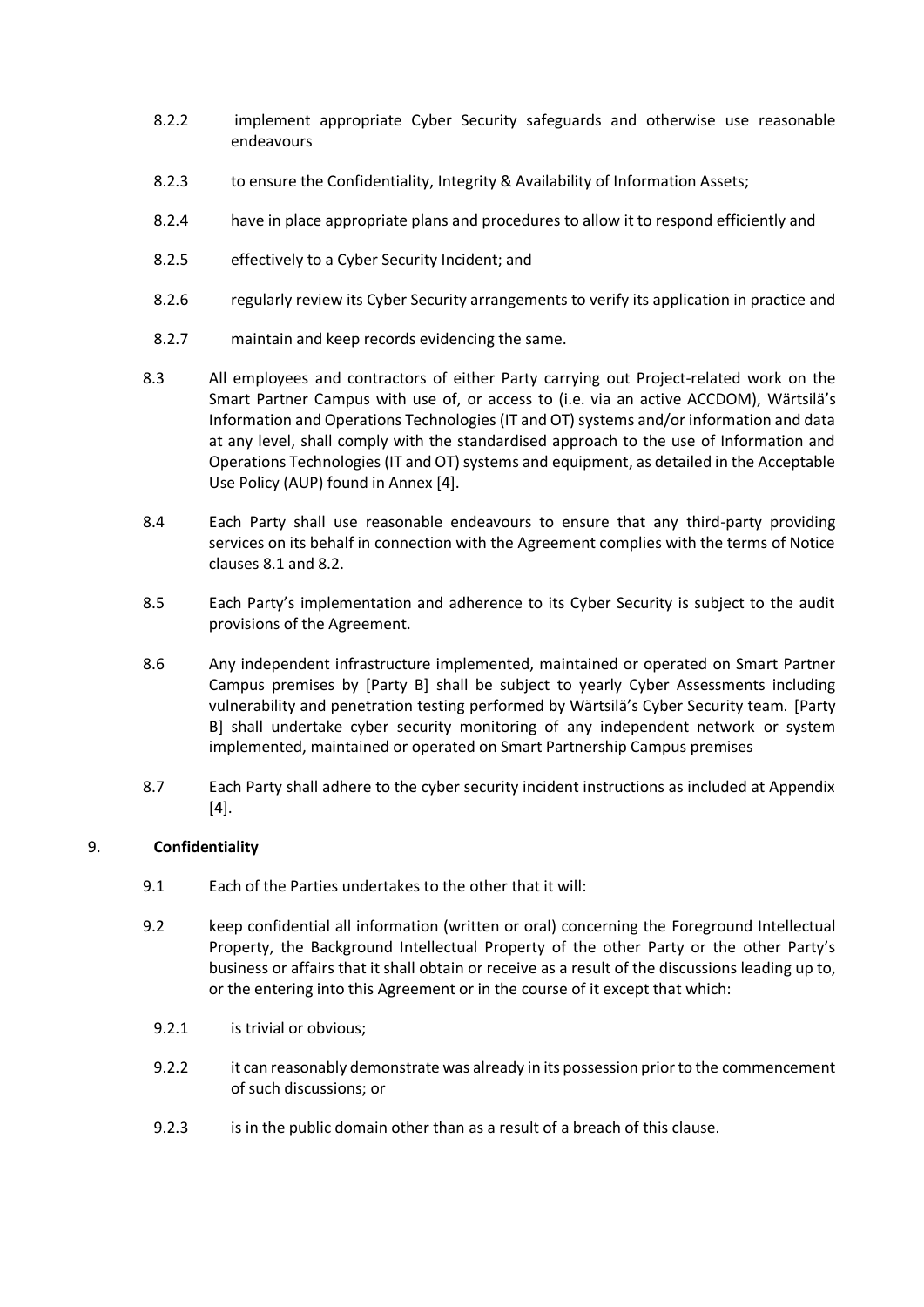8.2.2 implement appropriate Cyber Security safeguards and otherwise use reasonable endeavours

8.2.3 to ensure the Confidentiality, Integrity & Availability of Information Assets;

8.2.4 have in place appropriate plans and procedures to allow it to respond efficiently and

8.2.5 effectively to a Cyber Security Incident; and

8.2.6 regularly review its Cyber Security arrangements to verify its application in practice and

8.2.7 maintain and keep records evidencing the same.

8.3 All employees and contractors of either Party carrying out Project-related work on the Smart Partner Campus with use of, or access to (i.e. via an active ACCDOM), Wärtsilä's Information and Operations Technologies (IT and OT) systems and/or information and data at any level, shall comply with the standardised approach to the use of Information and Operations Technologies (IT and OT) systems and equipment, as detailed in the Acceptable Use Policy (AUP) found in Annex [4].

8.4 Each Party shall use reasonable endeavours to ensure that any third-party providing services on its behalf in connection with the Agreement complies with the terms of Notice clauses 8.1 and 8.2.

8.5 Each Party's implementation and adherence to its Cyber Security is subject to the audit provisions of the Agreement.

8.6 Any independent infrastructure implemented, maintained or operated on Smart Partner Campus premises by [Party B] shall be subject to yearly Cyber Assessments including vulnerability and penetration testing performed by Wärtsilä's Cyber Security team. [Party B] shall undertake cyber security monitoring of any independent network or system implemented, maintained or operated on Smart Partnership Campus premises

8.7 Each Party shall adhere to the cyber security incident instructions as included at Appendix [4].

## 9. Confidentiality

9.1 Each of the Parties undertakes to the other that it will:

9.2 keep confidential all information (written or oral) concerning the Foreground Intellectual Property, the Background Intellectual Property of the other Party or the other Party's business or affairs that it shall obtain or receive as a result of the discussions leading up to, or the entering into this Agreement or in the course of it except that which:

9.2.1 is trivial or obvious;

9.2.2 it can reasonably demonstrate was already in its possession prior to the commencement of such discussions; or

9.2.3 is in the public domain other than as a result of a breach of this clause.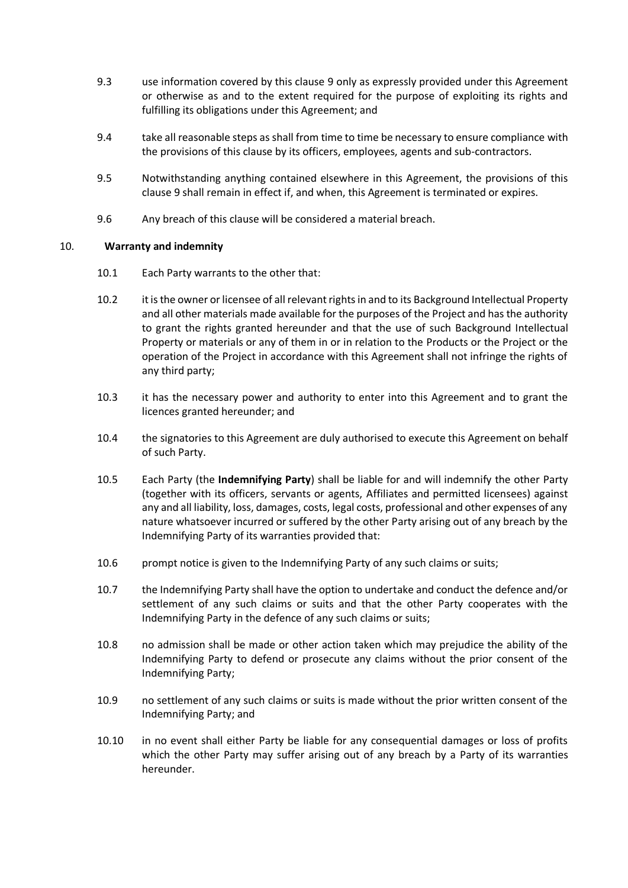9.3 use information covered by this clause 9 only as expressly provided under this Agreement or otherwise as and to the extent required for the purpose of exploiting its rights and fulfilling its obligations under this Agreement; and

9.4 take all reasonable steps as shall from time to time be necessary to ensure compliance with the provisions of this clause by its officers, employees, agents and sub-contractors.

9.5 Notwithstanding anything contained elsewhere in this Agreement, the provisions of this clause 9 shall remain in effect if, and when, this Agreement is terminated or expires.

9.6 Any breach of this clause will be considered a material breach.

## 10. **Warranty and indemnity**

10.1 Each Party warrants to the other that:

10.2 it is the owner or licensee of all relevant rights in and to its Background Intellectual Property and all other materials made available for the purposes of the Project and has the authority to grant the rights granted hereunder and that the use of such Background Intellectual Property or materials or any of them in or in relation to the Products or the Project or the operation of the Project in accordance with this Agreement shall not infringe the rights of any third party;

10.3 it has the necessary power and authority to enter into this Agreement and to grant the licences granted hereunder; and

10.4 the signatories to this Agreement are duly authorised to execute this Agreement on behalf of such Party.

10.5 Each Party (the **Indemnifying Party**) shall be liable for and will indemnify the other Party (together with its officers, servants or agents, Affiliates and permitted licensees) against any and all liability, loss, damages, costs, legal costs, professional and other expenses of any nature whatsoever incurred or suffered by the other Party arising out of any breach by the Indemnifying Party of its warranties provided that:

10.6 prompt notice is given to the Indemnifying Party of any such claims or suits;

10.7 the Indemnifying Party shall have the option to undertake and conduct the defence and/or settlement of any such claims or suits and that the other Party cooperates with the Indemnifying Party in the defence of any such claims or suits;

10.8 no admission shall be made or other action taken which may prejudice the ability of the Indemnifying Party to defend or prosecute any claims without the prior consent of the Indemnifying Party;

10.9 no settlement of any such claims or suits is made without the prior written consent of the Indemnifying Party; and

10.10 in no event shall either Party be liable for any consequential damages or loss of profits which the other Party may suffer arising out of any breach by a Party of its warranties hereunder.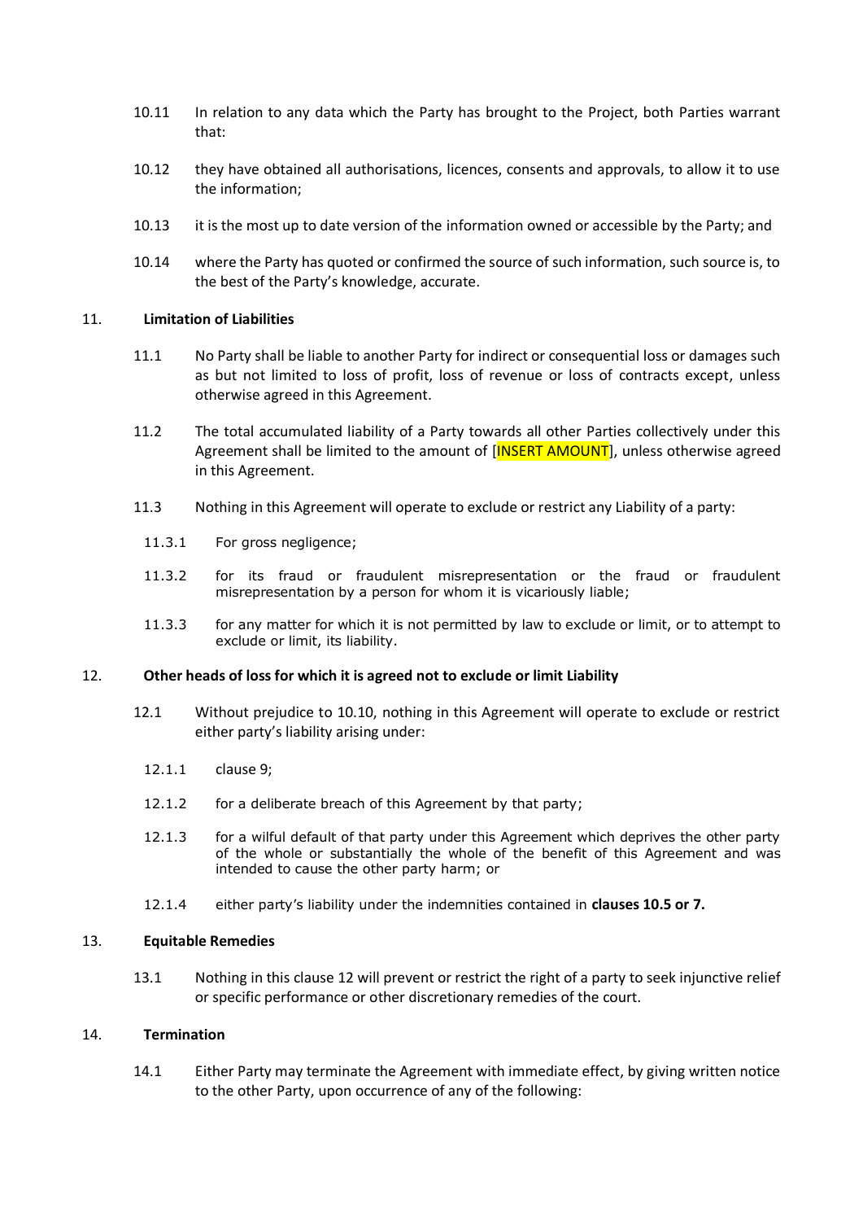10.11 In relation to any data which the Party has brought to the Project, both Parties warrant that:

10.12 they have obtained all authorisations, licences, consents and approvals, to allow it to use the information;

10.13 it is the most up to date version of the information owned or accessible by the Party; and

10.14 where the Party has quoted or confirmed the source of such information, such source is, to the best of the Party's knowledge, accurate.

## 11. Limitation of Liabilities

11.1 No Party shall be liable to another Party for indirect or consequential loss or damages such as but not limited to loss of profit, loss of revenue or loss of contracts except, unless otherwise agreed in this Agreement.

11.2 The total accumulated liability of a Party towards all other Parties collectively under this Agreement shall be limited to the amount of [INSERT AMOUNT], unless otherwise agreed in this Agreement.

11.3 Nothing in this Agreement will operate to exclude or restrict any Liability of a party:

11.3.1 For gross negligence;

11.3.2 for its fraud or fraudulent misrepresentation or the fraud or fraudulent misrepresentation by a person for whom it is vicariously liable;

11.3.3 for any matter for which it is not permitted by law to exclude or limit, or to attempt to exclude or limit, its liability.

## 12. Other heads of loss for which it is agreed not to exclude or limit Liability

12.1 Without prejudice to 10.10, nothing in this Agreement will operate to exclude or restrict either party's liability arising under:

12.1.1 clause 9;

12.1.2 for a deliberate breach of this Agreement by that party;

12.1.3 for a wilful default of that party under this Agreement which deprives the other party of the whole or substantially the whole of the benefit of this Agreement and was intended to cause the other party harm; or

12.1.4 either party's liability under the indemnities contained in **clauses 10.5 or 7.**

## 13. Equitable Remedies

13.1 Nothing in this clause 12 will prevent or restrict the right of a party to seek injunctive relief or specific performance or other discretionary remedies of the court.

## 14. Termination

14.1 Either Party may terminate the Agreement with immediate effect, by giving written notice to the other Party, upon occurrence of any of the following: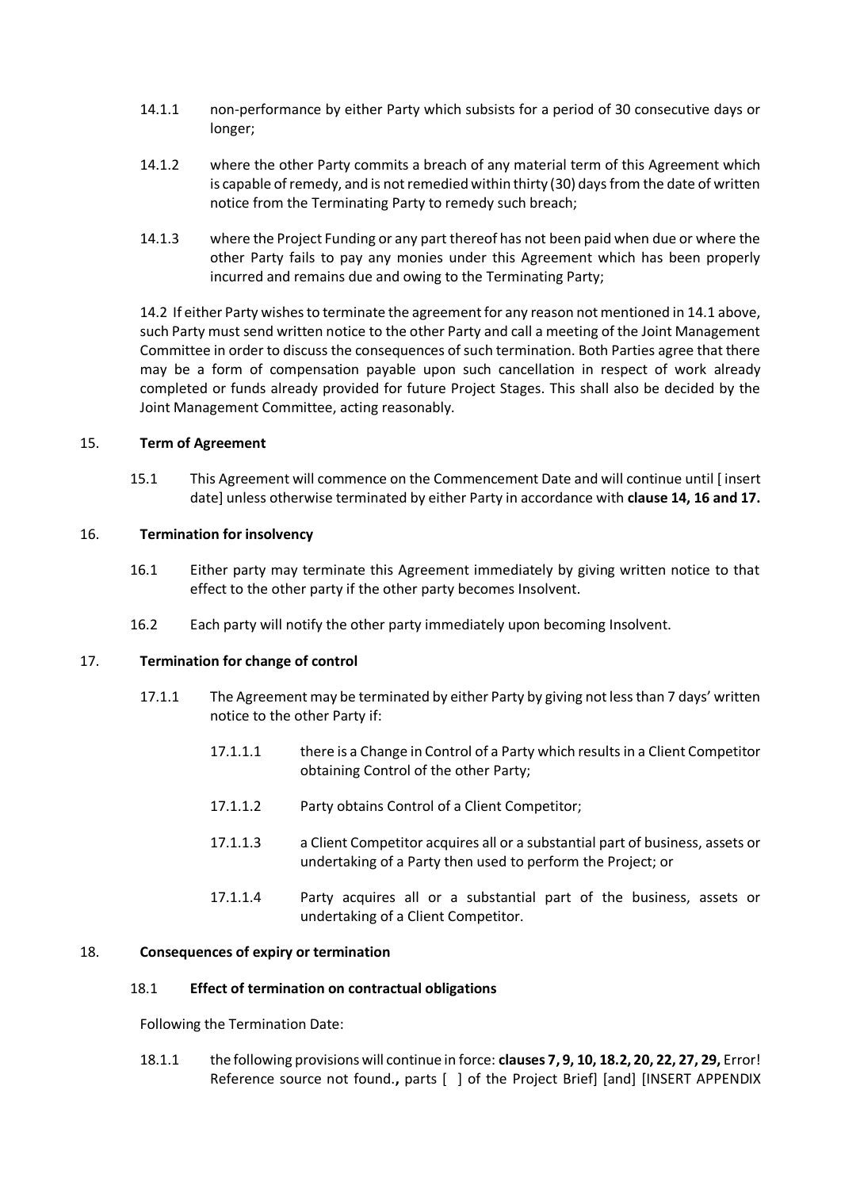14.1.1 non-performance by either Party which subsists for a period of 30 consecutive days or longer;

14.1.2 where the other Party commits a breach of any material term of this Agreement which is capable of remedy, and is not remedied within thirty (30) days from the date of written notice from the Terminating Party to remedy such breach;

14.1.3 where the Project Funding or any part thereof has not been paid when due or where the other Party fails to pay any monies under this Agreement which has been properly incurred and remains due and owing to the Terminating Party;

14.2 If either Party wishes to terminate the agreement for any reason not mentioned in 14.1 above, such Party must send written notice to the other Party and call a meeting of the Joint Management Committee in order to discuss the consequences of such termination. Both Parties agree that there may be a form of compensation payable upon such cancellation in respect of work already completed or funds already provided for future Project Stages. This shall also be decided by the Joint Management Committee, acting reasonably.

15. **Term of Agreement**

15.1 This Agreement will commence on the Commencement Date and will continue until [ insert date] unless otherwise terminated by either Party in accordance with **clause 14, 16 and 17.**

16. **Termination for insolvency**

16.1 Either party may terminate this Agreement immediately by giving written notice to that effect to the other party if the other party becomes Insolvent.

16.2 Each party will notify the other party immediately upon becoming Insolvent.

17. **Termination for change of control**

17.1.1 The Agreement may be terminated by either Party by giving not less than 7 days' written notice to the other Party if:

17.1.1.1 there is a Change in Control of a Party which results in a Client Competitor obtaining Control of the other Party;

17.1.1.2 Party obtains Control of a Client Competitor;

17.1.1.3 a Client Competitor acquires all or a substantial part of business, assets or undertaking of a Party then used to perform the Project; or

17.1.1.4 Party acquires all or a substantial part of the business, assets or undertaking of a Client Competitor.

18. **Consequences of expiry or termination**

18.1 **Effect of termination on contractual obligations**

Following the Termination Date:

18.1.1 the following provisions will continue in force: **clauses 7, 9, 10, 18.2, 20, 22, 27, 29,** Error! Reference source not found.**,** parts [ ] of the Project Brief] [and] [INSERT APPENDIX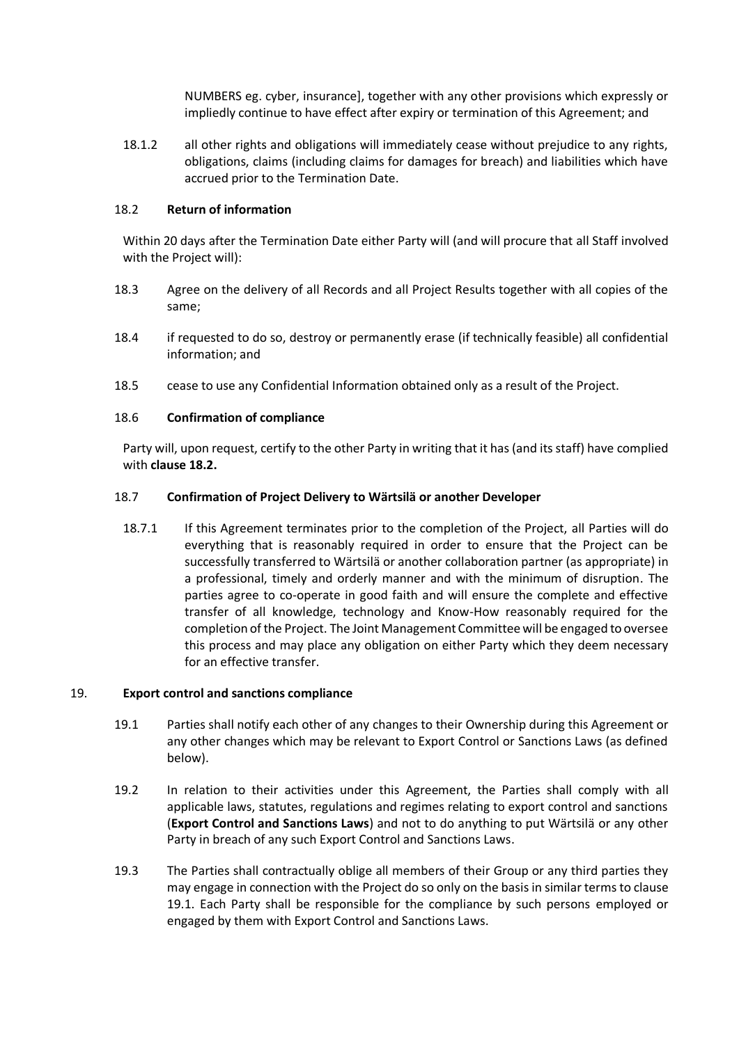NUMBERS eg. cyber, insurance], together with any other provisions which expressly or impliedly continue to have effect after expiry or termination of this Agreement; and

18.1.2 all other rights and obligations will immediately cease without prejudice to any rights, obligations, claims (including claims for damages for breach) and liabilities which have accrued prior to the Termination Date.

18.2 **Return of information**

Within 20 days after the Termination Date either Party will (and will procure that all Staff involved with the Project will):

18.3 Agree on the delivery of all Records and all Project Results together with all copies of the same;

18.4 if requested to do so, destroy or permanently erase (if technically feasible) all confidential information; and

18.5 cease to use any Confidential Information obtained only as a result of the Project.

18.6 **Confirmation of compliance**

Party will, upon request, certify to the other Party in writing that it has (and its staff) have complied with **clause 18.2.**

18.7 **Confirmation of Project Delivery to Wärtsilä or another Developer**

18.7.1 If this Agreement terminates prior to the completion of the Project, all Parties will do everything that is reasonably required in order to ensure that the Project can be successfully transferred to Wärtsilä or another collaboration partner (as appropriate) in a professional, timely and orderly manner and with the minimum of disruption. The parties agree to co-operate in good faith and will ensure the complete and effective transfer of all knowledge, technology and Know-How reasonably required for the completion of the Project. The Joint Management Committee will be engaged to oversee this process and may place any obligation on either Party which they deem necessary for an effective transfer.

19. **Export control and sanctions compliance**

19.1 Parties shall notify each other of any changes to their Ownership during this Agreement or any other changes which may be relevant to Export Control or Sanctions Laws (as defined below).

19.2 In relation to their activities under this Agreement, the Parties shall comply with all applicable laws, statutes, regulations and regimes relating to export control and sanctions (**Export Control and Sanctions Laws**) and not to do anything to put Wärtsilä or any other Party in breach of any such Export Control and Sanctions Laws.

19.3 The Parties shall contractually oblige all members of their Group or any third parties they may engage in connection with the Project do so only on the basis in similar terms to clause 19.1. Each Party shall be responsible for the compliance by such persons employed or engaged by them with Export Control and Sanctions Laws.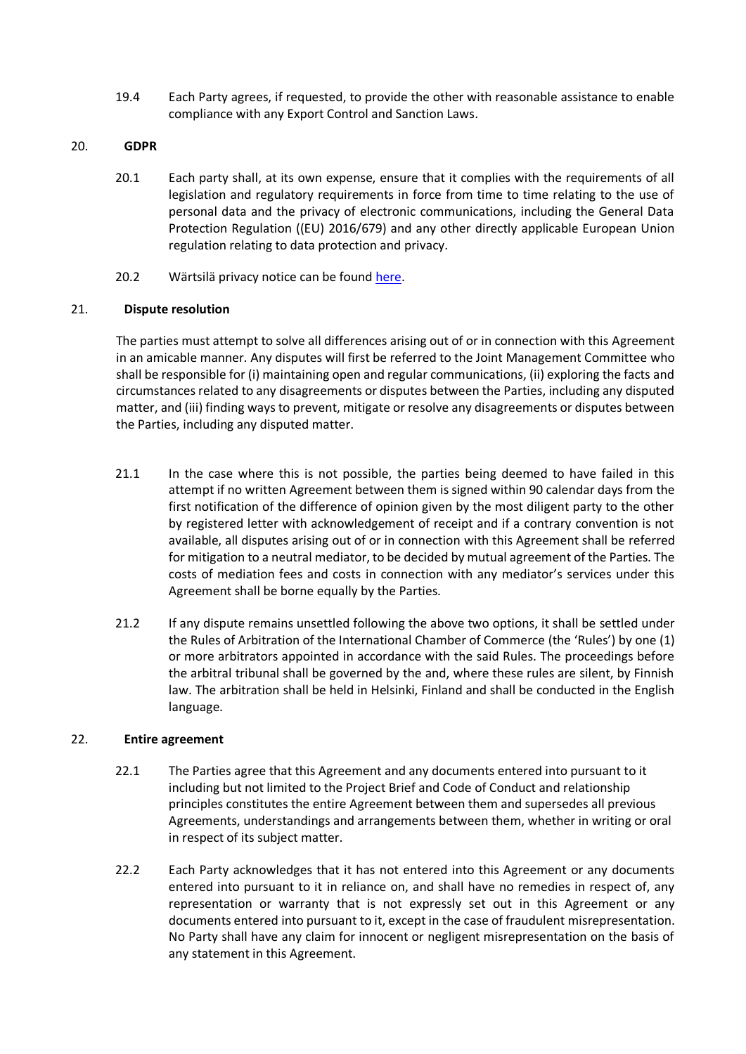19.4 Each Party agrees, if requested, to provide the other with reasonable assistance to enable compliance with any Export Control and Sanction Laws.

## 20. GDPR

20.1 Each party shall, at its own expense, ensure that it complies with the requirements of all legislation and regulatory requirements in force from time to time relating to the use of personal data and the privacy of electronic communications, including the General Data Protection Regulation ((EU) 2016/679) and any other directly applicable European Union regulation relating to data protection and privacy.

20.2 Wärtsilä privacy notice can be found here.

## 21. Dispute resolution

The parties must attempt to solve all differences arising out of or in connection with this Agreement in an amicable manner. Any disputes will first be referred to the Joint Management Committee who shall be responsible for (i) maintaining open and regular communications, (ii) exploring the facts and circumstances related to any disagreements or disputes between the Parties, including any disputed matter, and (iii) finding ways to prevent, mitigate or resolve any disagreements or disputes between the Parties, including any disputed matter.

21.1 In the case where this is not possible, the parties being deemed to have failed in this attempt if no written Agreement between them is signed within 90 calendar days from the first notification of the difference of opinion given by the most diligent party to the other by registered letter with acknowledgement of receipt and if a contrary convention is not available, all disputes arising out of or in connection with this Agreement shall be referred for mitigation to a neutral mediator, to be decided by mutual agreement of the Parties. The costs of mediation fees and costs in connection with any mediator's services under this Agreement shall be borne equally by the Parties.

21.2 If any dispute remains unsettled following the above two options, it shall be settled under the Rules of Arbitration of the International Chamber of Commerce (the 'Rules') by one (1) or more arbitrators appointed in accordance with the said Rules. The proceedings before the arbitral tribunal shall be governed by the and, where these rules are silent, by Finnish law. The arbitration shall be held in Helsinki, Finland and shall be conducted in the English language.

## 22. Entire agreement

22.1 The Parties agree that this Agreement and any documents entered into pursuant to it including but not limited to the Project Brief and Code of Conduct and relationship principles constitutes the entire Agreement between them and supersedes all previous Agreements, understandings and arrangements between them, whether in writing or oral in respect of its subject matter.

22.2 Each Party acknowledges that it has not entered into this Agreement or any documents entered into pursuant to it in reliance on, and shall have no remedies in respect of, any representation or warranty that is not expressly set out in this Agreement or any documents entered into pursuant to it, except in the case of fraudulent misrepresentation. No Party shall have any claim for innocent or negligent misrepresentation on the basis of any statement in this Agreement.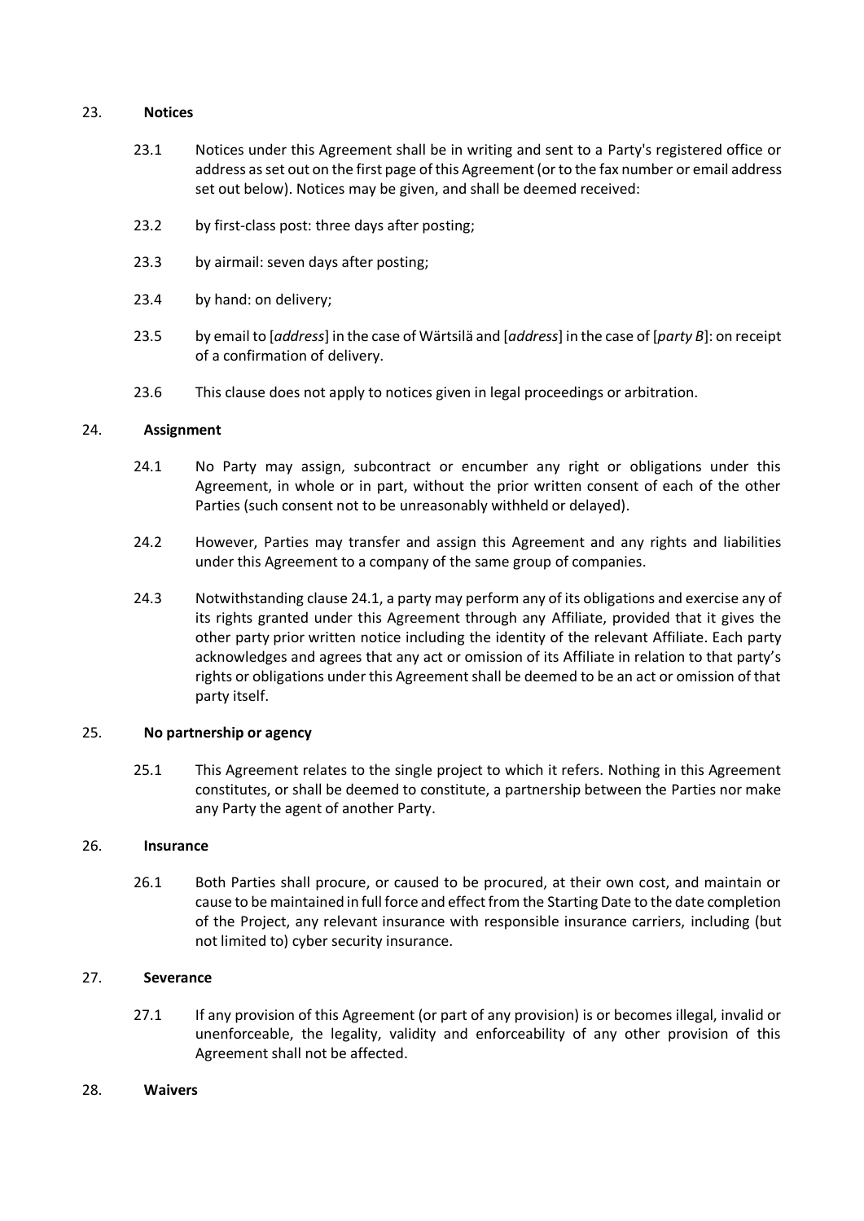23. **Notices**

23.1 Notices under this Agreement shall be in writing and sent to a Party's registered office or address as set out on the first page of this Agreement (or to the fax number or email address set out below). Notices may be given, and shall be deemed received:

23.2 by first-class post: three days after posting;

23.3 by airmail: seven days after posting;

23.4 by hand: on delivery;

23.5 by email to [*address*] in the case of Wärtsilä and [*address*] in the case of [*party B*]: on receipt of a confirmation of delivery.

23.6 This clause does not apply to notices given in legal proceedings or arbitration.

24. **Assignment**

24.1 No Party may assign, subcontract or encumber any right or obligations under this Agreement, in whole or in part, without the prior written consent of each of the other Parties (such consent not to be unreasonably withheld or delayed).

24.2 However, Parties may transfer and assign this Agreement and any rights and liabilities under this Agreement to a company of the same group of companies.

24.3 Notwithstanding clause 24.1, a party may perform any of its obligations and exercise any of its rights granted under this Agreement through any Affiliate, provided that it gives the other party prior written notice including the identity of the relevant Affiliate. Each party acknowledges and agrees that any act or omission of its Affiliate in relation to that party's rights or obligations under this Agreement shall be deemed to be an act or omission of that party itself.

25. **No partnership or agency**

25.1 This Agreement relates to the single project to which it refers. Nothing in this Agreement constitutes, or shall be deemed to constitute, a partnership between the Parties nor make any Party the agent of another Party.

26. **Insurance**

26.1 Both Parties shall procure, or caused to be procured, at their own cost, and maintain or cause to be maintained in full force and effect from the Starting Date to the date completion of the Project, any relevant insurance with responsible insurance carriers, including (but not limited to) cyber security insurance.

27. **Severance**

27.1 If any provision of this Agreement (or part of any provision) is or becomes illegal, invalid or unenforceable, the legality, validity and enforceability of any other provision of this Agreement shall not be affected.

28. **Waivers**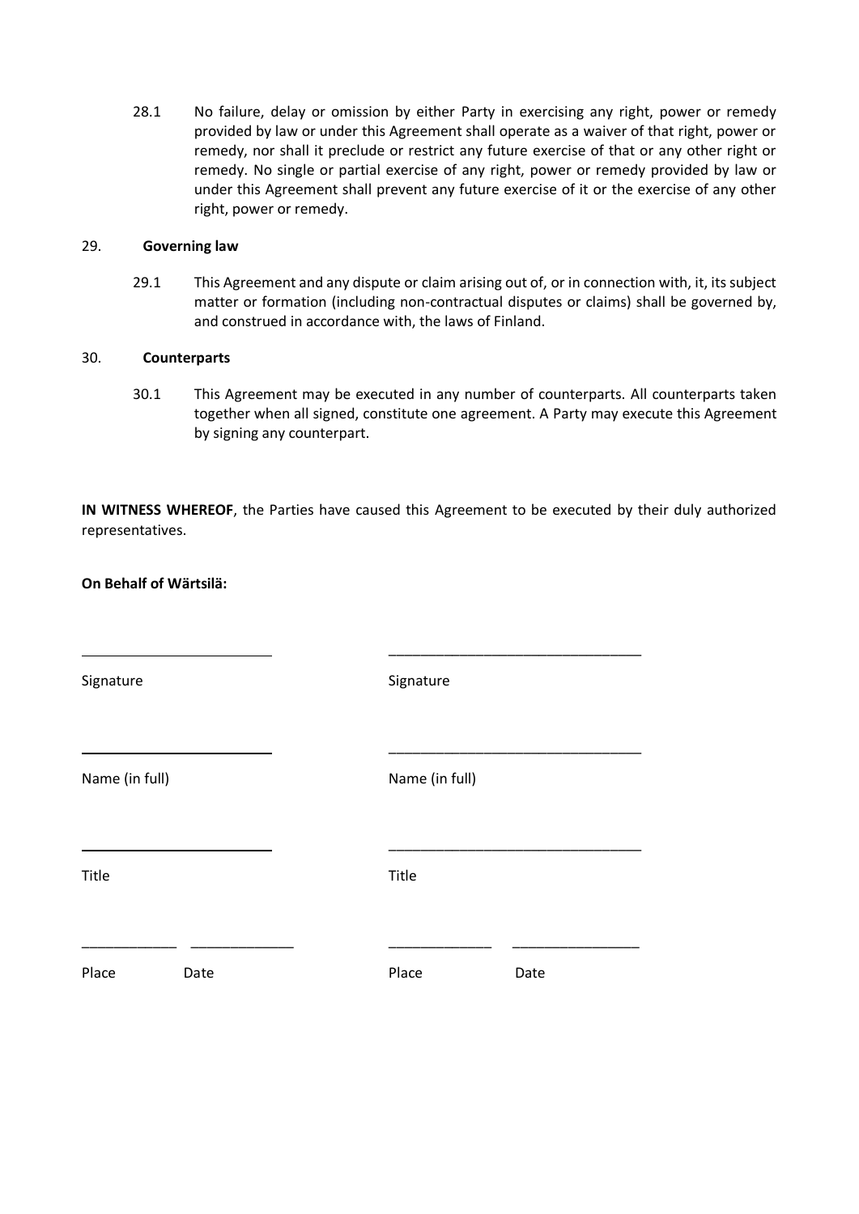28.1 No failure, delay or omission by either Party in exercising any right, power or remedy provided by law or under this Agreement shall operate as a waiver of that right, power or remedy, nor shall it preclude or restrict any future exercise of that or any other right or remedy. No single or partial exercise of any right, power or remedy provided by law or under this Agreement shall prevent any future exercise of it or the exercise of any other right, power or remedy.

29. **Governing law**

29.1 This Agreement and any dispute or claim arising out of, or in connection with, it, its subject matter or formation (including non-contractual disputes or claims) shall be governed by, and construed in accordance with, the laws of Finland.

30. **Counterparts**

30.1 This Agreement may be executed in any number of counterparts. All counterparts taken together when all signed, constitute one agreement. A Party may execute this Agreement by signing any counterpart.

**IN WITNESS WHEREOF**, the Parties have caused this Agreement to be executed by their duly authorized representatives.

**On Behalf of Wärtsilä:**

| | |
|---|---|
| ________________________ | ________________________ |
| Signature | Signature |
| ________________________ | ________________________ |
| Name (in full) | Name (in full) |
| ________________________ | ________________________ |
| Title | Title |
| ____________ ____________ | ____________ ____________ |
| Place Date | Place Date |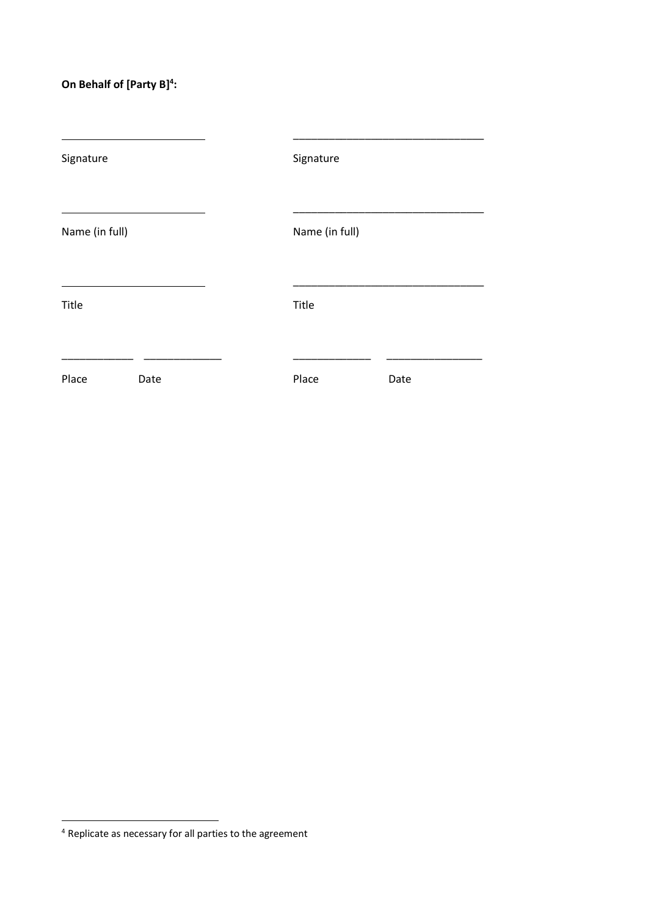**On Behalf of [Party B][4]:**

| | |
|---|---|
| ______________________ | ______________________ |
| Signature | Signature |
| ______________________ | ______________________ |
| Name (in full) | Name (in full) |
| ______________________ | ______________________ |
| Title | Title |
| __________ __________ | __________ __________ |
| Place Date | Place Date |

[4] Replicate as necessary for all parties to the agreement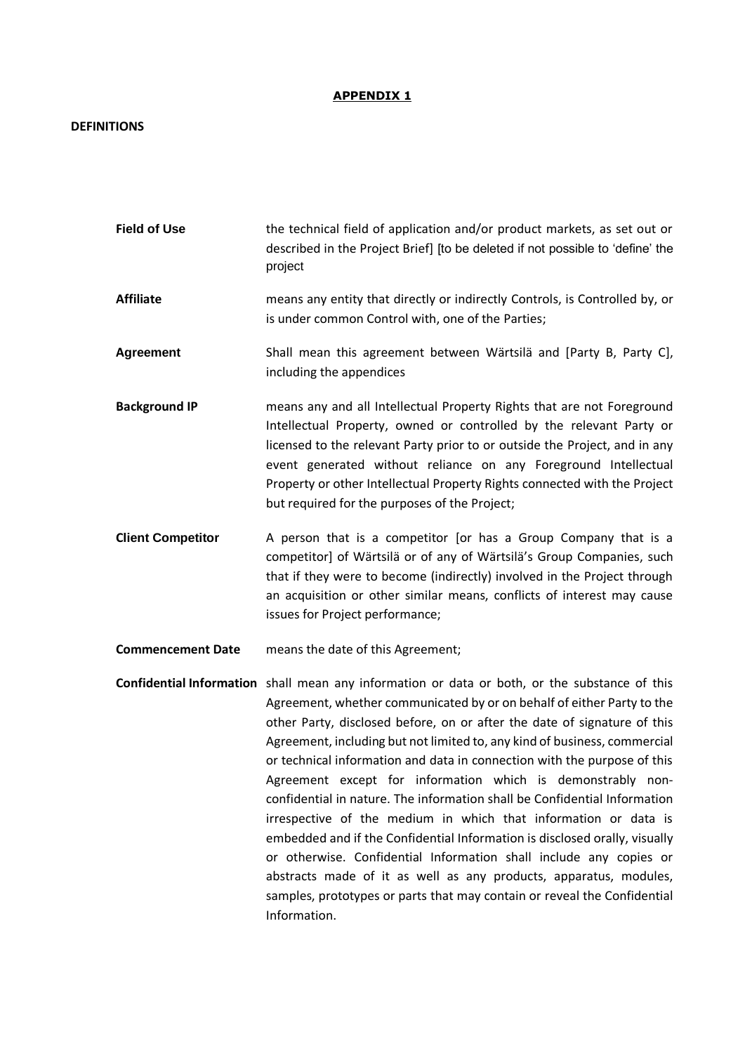**APPENDIX 1**

**DEFINITIONS**

| | |
|---|---|
| **Field of Use** | the technical field of application and/or product markets, as set out or described in the Project Brief] [to be deleted if not possible to 'define' the project |
| **Affiliate** | means any entity that directly or indirectly Controls, is Controlled by, or is under common Control with, one of the Parties; |
| **Agreement** | Shall mean this agreement between Wärtsilä and [Party B, Party C], including the appendices |
| **Background IP** | means any and all Intellectual Property Rights that are not Foreground Intellectual Property, owned or controlled by the relevant Party or licensed to the relevant Party prior to or outside the Project, and in any event generated without reliance on any Foreground Intellectual Property or other Intellectual Property Rights connected with the Project but required for the purposes of the Project; |
| **Client Competitor** | A person that is a competitor [or has a Group Company that is a competitor] of Wärtsilä or of any of Wärtsilä's Group Companies, such that if they were to become (indirectly) involved in the Project through an acquisition or other similar means, conflicts of interest may cause issues for Project performance; |
| **Commencement Date** | means the date of this Agreement; |
| **Confidential Information** | shall mean any information or data or both, or the substance of this Agreement, whether communicated by or on behalf of either Party to the other Party, disclosed before, on or after the date of signature of this Agreement, including but not limited to, any kind of business, commercial or technical information and data in connection with the purpose of this Agreement except for information which is demonstrably non-confidential in nature. The information shall be Confidential Information irrespective of the medium in which that information or data is embedded and if the Confidential Information is disclosed orally, visually or otherwise. Confidential Information shall include any copies or abstracts made of it as well as any products, apparatus, modules, samples, prototypes or parts that may contain or reveal the Confidential Information. |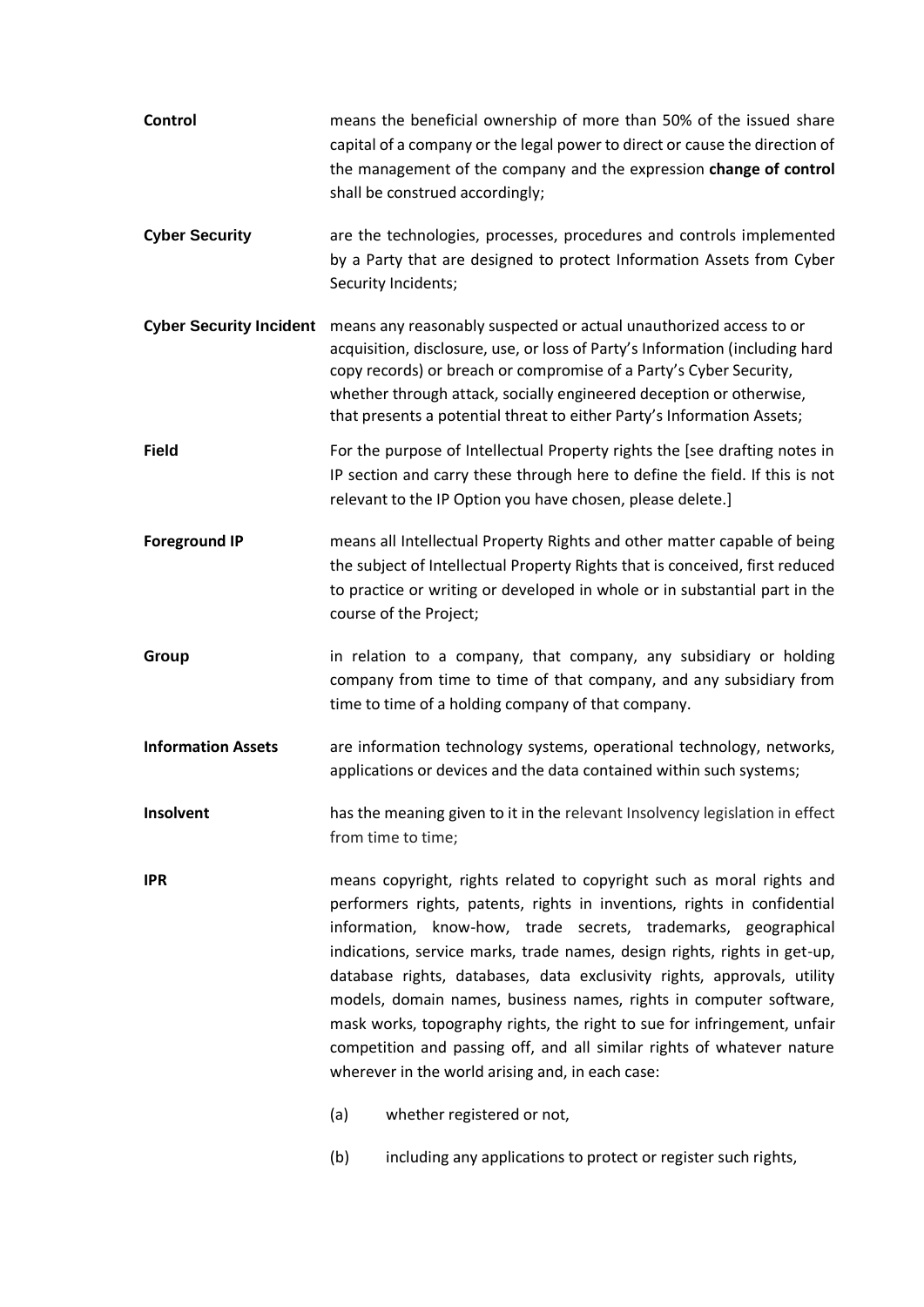**Control** means the beneficial ownership of more than 50% of the issued share capital of a company or the legal power to direct or cause the direction of the management of the company and the expression **change of control** shall be construed accordingly;

**Cyber Security** are the technologies, processes, procedures and controls implemented by a Party that are designed to protect Information Assets from Cyber Security Incidents;

**Cyber Security Incident** means any reasonably suspected or actual unauthorized access to or acquisition, disclosure, use, or loss of Party's Information (including hard copy records) or breach or compromise of a Party's Cyber Security, whether through attack, socially engineered deception or otherwise, that presents a potential threat to either Party's Information Assets;

**Field** For the purpose of Intellectual Property rights the [see drafting notes in IP section and carry these through here to define the field. If this is not relevant to the IP Option you have chosen, please delete.]

**Foreground IP** means all Intellectual Property Rights and other matter capable of being the subject of Intellectual Property Rights that is conceived, first reduced to practice or writing or developed in whole or in substantial part in the course of the Project;

**Group** in relation to a company, that company, any subsidiary or holding company from time to time of that company, and any subsidiary from time to time of a holding company of that company.

**Information Assets** are information technology systems, operational technology, networks, applications or devices and the data contained within such systems;

**Insolvent** has the meaning given to it in the relevant Insolvency legislation in effect from time to time;

**IPR** means copyright, rights related to copyright such as moral rights and performers rights, patents, rights in inventions, rights in confidential information, know-how, trade secrets, trademarks, geographical indications, service marks, trade names, design rights, rights in get-up, database rights, databases, data exclusivity rights, approvals, utility models, domain names, business names, rights in computer software, mask works, topography rights, the right to sue for infringement, unfair competition and passing off, and all similar rights of whatever nature wherever in the world arising and, in each case:

(a) whether registered or not,

(b) including any applications to protect or register such rights,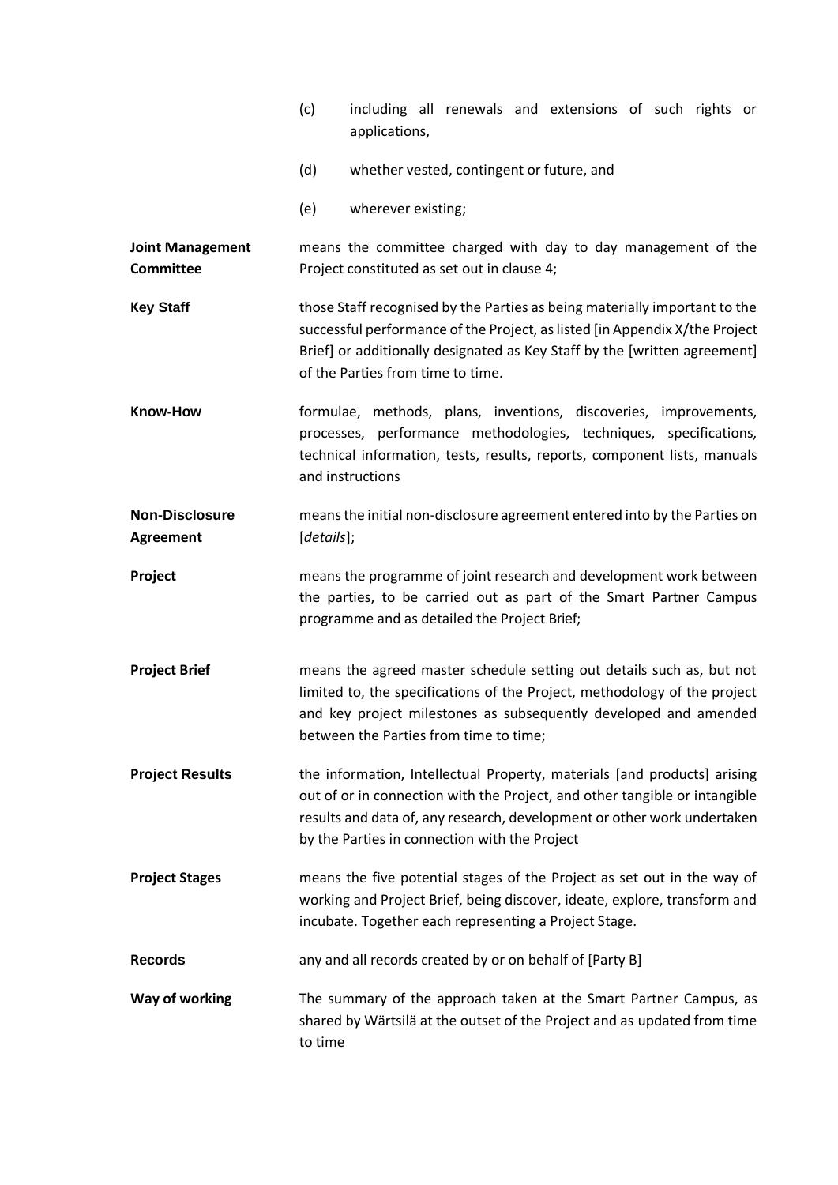(c) including all renewals and extensions of such rights or applications,

(d) whether vested, contingent or future, and

(e) wherever existing;

**Joint Management Committee** means the committee charged with day to day management of the Project constituted as set out in clause 4;

**Key Staff** those Staff recognised by the Parties as being materially important to the successful performance of the Project, as listed [in Appendix X/the Project Brief] or additionally designated as Key Staff by the [written agreement] of the Parties from time to time.

**Know-How** formulae, methods, plans, inventions, discoveries, improvements, processes, performance methodologies, techniques, specifications, technical information, tests, results, reports, component lists, manuals and instructions

**Non-Disclosure Agreement** means the initial non-disclosure agreement entered into by the Parties on [*details*];

**Project** means the programme of joint research and development work between the parties, to be carried out as part of the Smart Partner Campus programme and as detailed the Project Brief;

**Project Brief** means the agreed master schedule setting out details such as, but not limited to, the specifications of the Project, methodology of the project and key project milestones as subsequently developed and amended between the Parties from time to time;

**Project Results** the information, Intellectual Property, materials [and products] arising out of or in connection with the Project, and other tangible or intangible results and data of, any research, development or other work undertaken by the Parties in connection with the Project

**Project Stages** means the five potential stages of the Project as set out in the way of working and Project Brief, being discover, ideate, explore, transform and incubate. Together each representing a Project Stage.

**Records** any and all records created by or on behalf of [Party B]

**Way of working** The summary of the approach taken at the Smart Partner Campus, as shared by Wärtsilä at the outset of the Project and as updated from time to time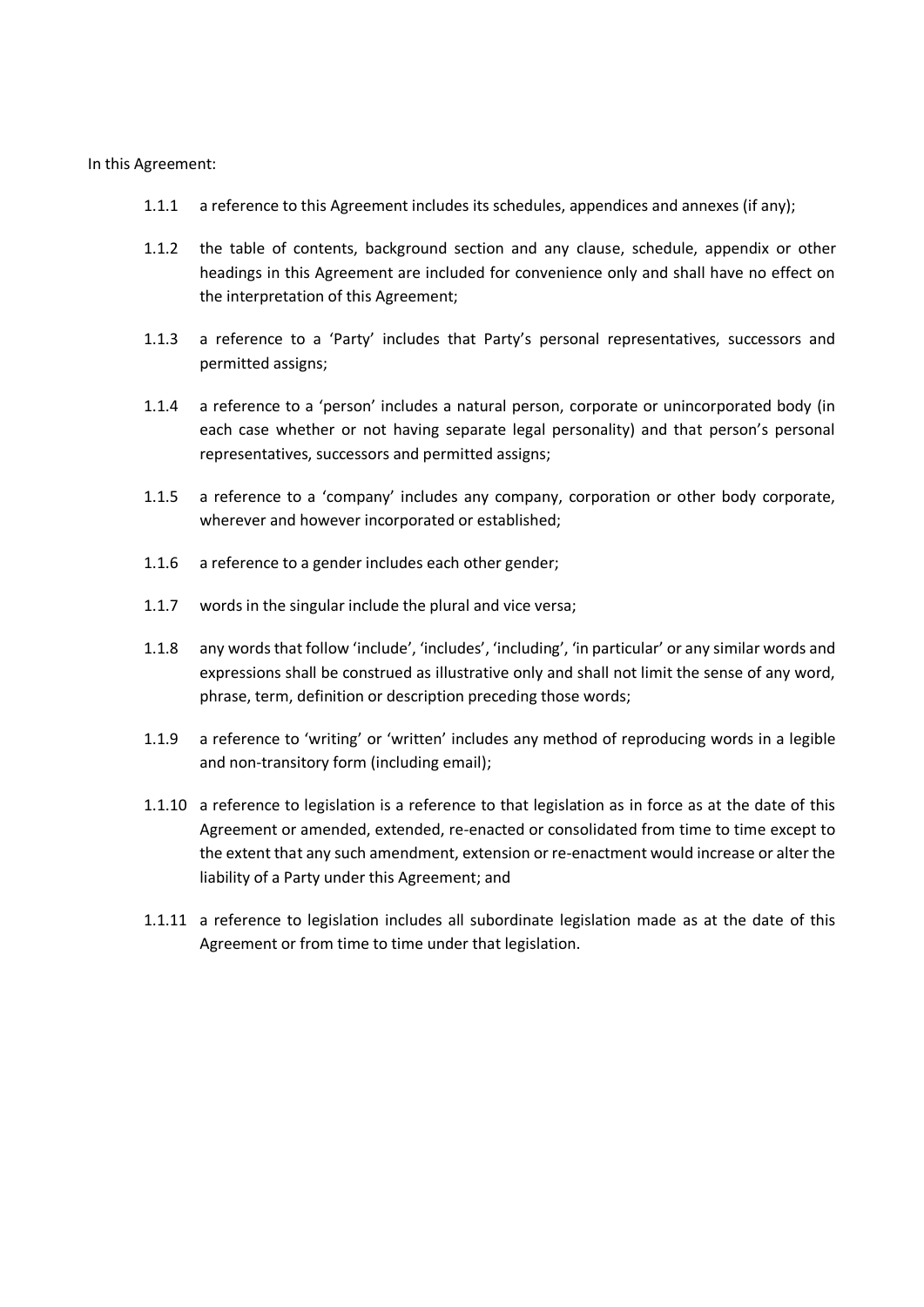In this Agreement:

1.1.1 a reference to this Agreement includes its schedules, appendices and annexes (if any);

1.1.2 the table of contents, background section and any clause, schedule, appendix or other headings in this Agreement are included for convenience only and shall have no effect on the interpretation of this Agreement;

1.1.3 a reference to a 'Party' includes that Party's personal representatives, successors and permitted assigns;

1.1.4 a reference to a 'person' includes a natural person, corporate or unincorporated body (in each case whether or not having separate legal personality) and that person's personal representatives, successors and permitted assigns;

1.1.5 a reference to a 'company' includes any company, corporation or other body corporate, wherever and however incorporated or established;

1.1.6 a reference to a gender includes each other gender;

1.1.7 words in the singular include the plural and vice versa;

1.1.8 any words that follow 'include', 'includes', 'including', 'in particular' or any similar words and expressions shall be construed as illustrative only and shall not limit the sense of any word, phrase, term, definition or description preceding those words;

1.1.9 a reference to 'writing' or 'written' includes any method of reproducing words in a legible and non-transitory form (including email);

1.1.10 a reference to legislation is a reference to that legislation as in force as at the date of this Agreement or amended, extended, re-enacted or consolidated from time to time except to the extent that any such amendment, extension or re-enactment would increase or alter the liability of a Party under this Agreement; and

1.1.11 a reference to legislation includes all subordinate legislation made as at the date of this Agreement or from time to time under that legislation.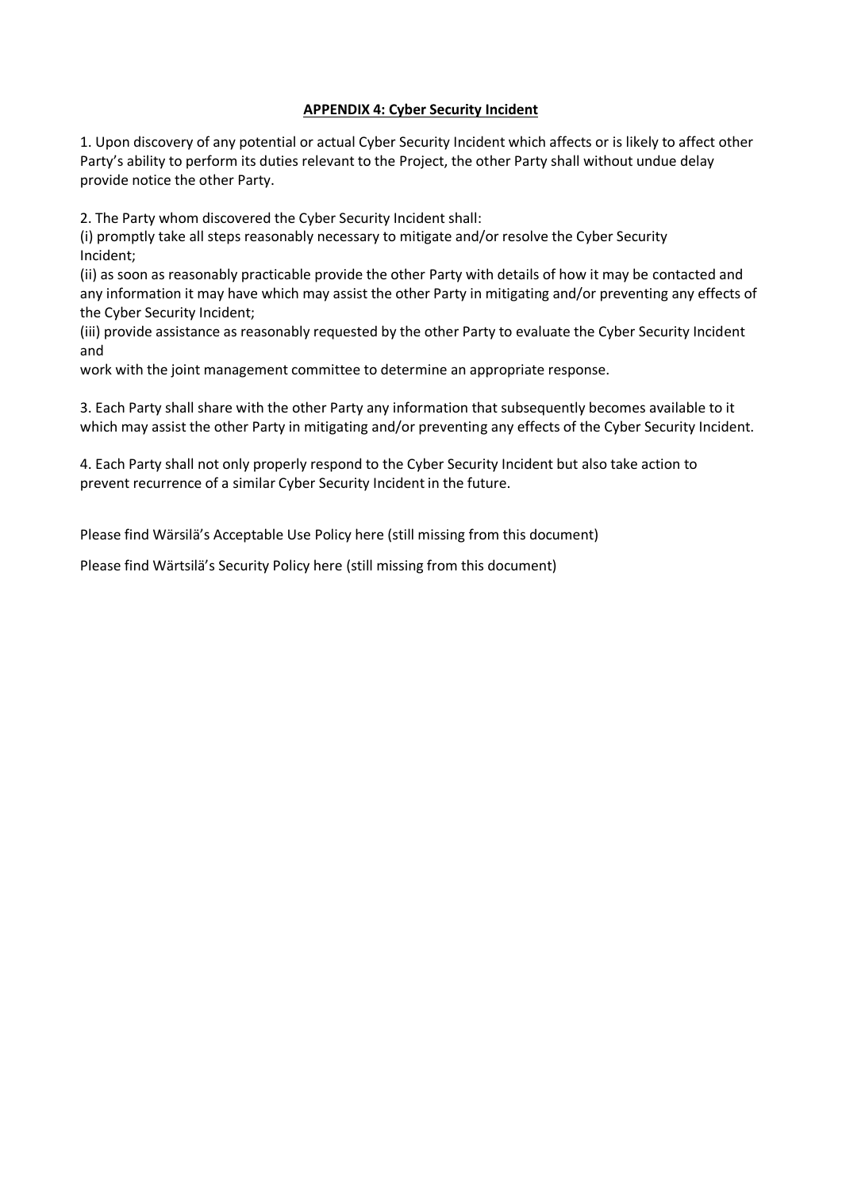## **APPENDIX 4: Cyber Security Incident**

1. Upon discovery of any potential or actual Cyber Security Incident which affects or is likely to affect other Party's ability to perform its duties relevant to the Project, the other Party shall without undue delay provide notice the other Party.

2. The Party whom discovered the Cyber Security Incident shall:
(i) promptly take all steps reasonably necessary to mitigate and/or resolve the Cyber Security Incident;
(ii) as soon as reasonably practicable provide the other Party with details of how it may be contacted and any information it may have which may assist the other Party in mitigating and/or preventing any effects of the Cyber Security Incident;
(iii) provide assistance as reasonably requested by the other Party to evaluate the Cyber Security Incident and
work with the joint management committee to determine an appropriate response.

3. Each Party shall share with the other Party any information that subsequently becomes available to it which may assist the other Party in mitigating and/or preventing any effects of the Cyber Security Incident.

4. Each Party shall not only properly respond to the Cyber Security Incident but also take action to prevent recurrence of a similar Cyber Security Incident in the future.

Please find Wärsilä's Acceptable Use Policy here (still missing from this document)

Please find Wärtsilä's Security Policy here (still missing from this document)